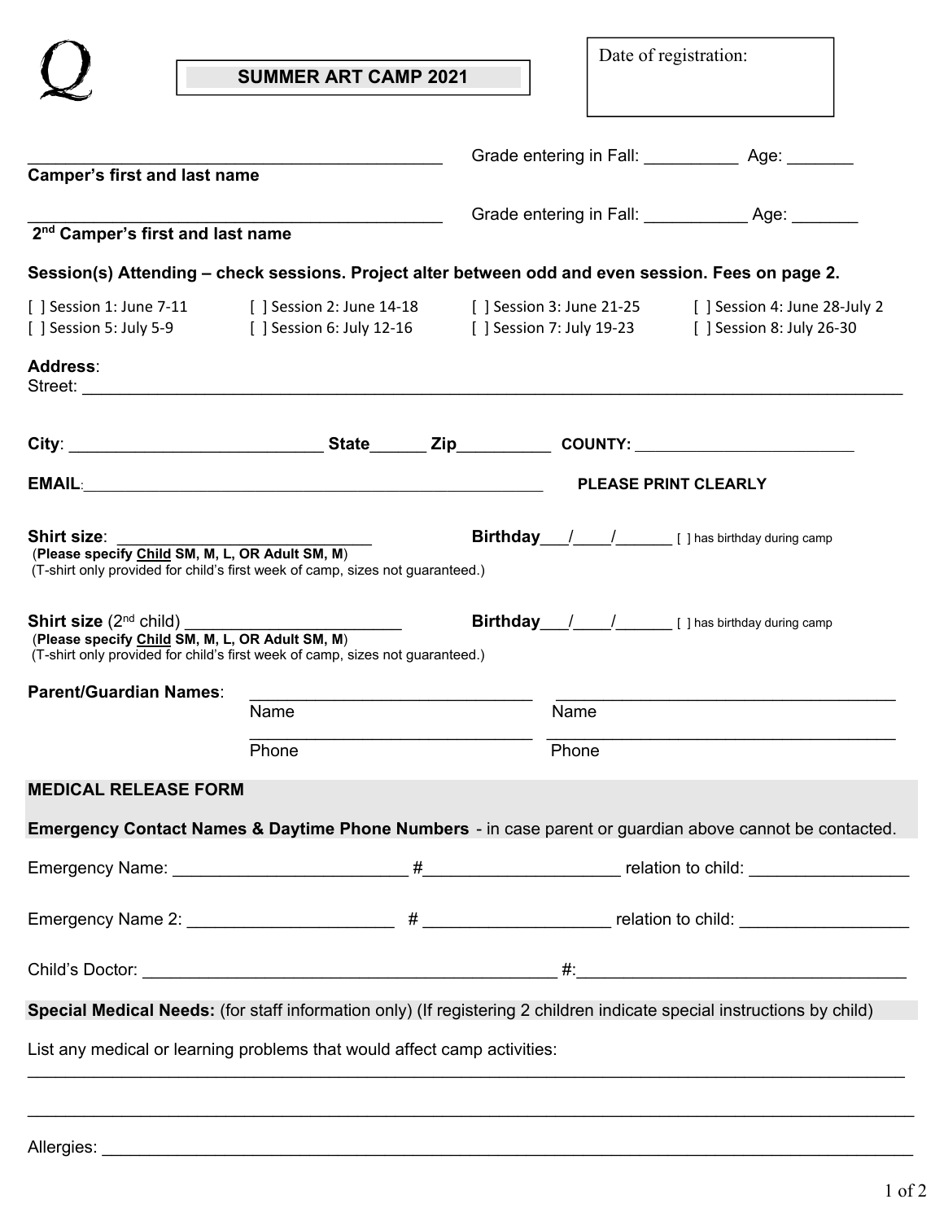Q

# SUMMER ART CAMP 2021

Date of registration:

________________________________________ Grade entering in Fall: __________ Age: _______
**Camper's first and last name**

________________________________________ Grade entering in Fall: ___________ Age: _______
**2nd Camper's first and last name**

**Session(s) Attending – check sessions. Project alter between odd and even session. Fees on page 2.**

[ ] Session 1: June 7-11 [ ] Session 2: June 14-18 [ ] Session 3: June 21-25 [ ] Session 4: June 28-July 2
[ ] Session 5: July 5-9 [ ] Session 6: July 12-16 [ ] Session 7: July 19-23 [ ] Session 8: July 26-30

**Address**:
Street: ________________________________________________________________________________

**City**: ___________________________ **State**______ **Zip**__________ **COUNTY:** ________________________

**EMAIL**:___________________________________________________ **PLEASE PRINT CLEARLY**

**Shirt size**: ___________________________ **Birthday**___/____/______ [ ] has birthday during camp
(**Please specify Child SM, M, L, OR Adult SM, M**)
(T-shirt only provided for child's first week of camp, sizes not guaranteed.)

**Shirt size** (2nd child) _______________________ **Birthday**___/____/______ [ ] has birthday during camp
(**Please specify Child SM, M, L, OR Adult SM, M**)
(T-shirt only provided for child's first week of camp, sizes not guaranteed.)

**Parent/Guardian Names**: ______________________________ ____________________________________
Name Name
______________________________ ____________________________________
Phone Phone

**MEDICAL RELEASE FORM**

**Emergency Contact Names & Daytime Phone Numbers** - in case parent or guardian above cannot be contacted.

Emergency Name: ________________________ #____________________ relation to child: ________________

Emergency Name 2: _____________________ # ___________________ relation to child: _________________

Child's Doctor: ____________________________________________ #:__________________________________

**Special Medical Needs:** (for staff information only) (If registering 2 children indicate special instructions by child)

List any medical or learning problems that would affect camp activities:
______________________________________________________________________________________

______________________________________________________________________________________

Allergies: _____________________________________________________________________________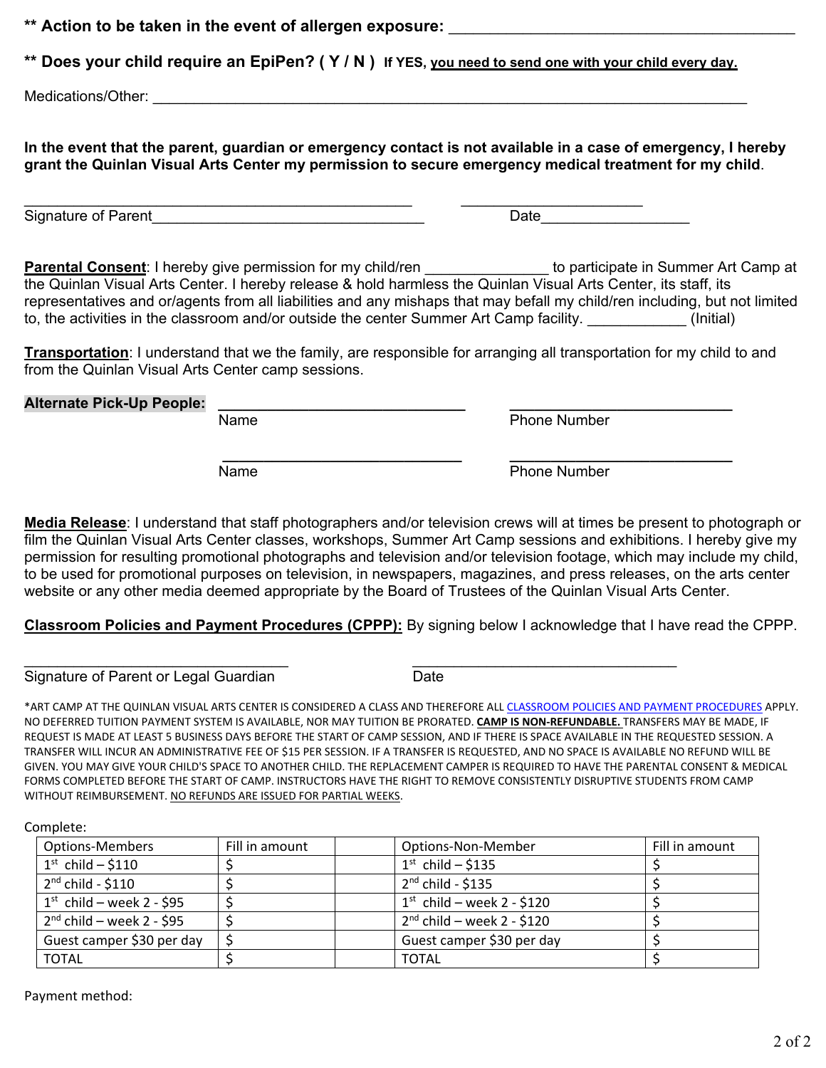**\*\* Action to be taken in the event of allergen exposure:** ________________________________________

**\*\* Does your child require an EpiPen? ( Y / N )** **If YES, <u>you need to send one with your child every day.</u>**

Medications/Other: ___________________________________________________________________________

**In the event that the parent, guardian or emergency contact is not available in a case of emergency, I hereby grant the Quinlan Visual Arts Center my permission to secure emergency medical treatment for my child.**

_______________________________________________ ______________________

Signature of Parent_________________________________ Date_________________

**<u>Parental Consent</u>**: I hereby give permission for my child/ren _______________ to participate in Summer Art Camp at the Quinlan Visual Arts Center. I hereby release & hold harmless the Quinlan Visual Arts Center, its staff, its representatives and or/agents from all liabilities and any mishaps that may befall my child/ren including, but not limited to, the activities in the classroom and/or outside the center Summer Art Camp facility. ____________ (Initial)

**<u>Transportation</u>**: I understand that we the family, are responsible for arranging all transportation for my child to and from the Quinlan Visual Arts Center camp sessions.

**Alternate Pick-Up People:** ______________________________ ___________________________

Name Phone Number

______________________________ ___________________________

Name Phone Number

**<u>Media Release</u>**: I understand that staff photographers and/or television crews will at times be present to photograph or film the Quinlan Visual Arts Center classes, workshops, Summer Art Camp sessions and exhibitions. I hereby give my permission for resulting promotional photographs and television and/or television footage, which may include my child, to be used for promotional purposes on television, in newspapers, magazines, and press releases, on the arts center website or any other media deemed appropriate by the Board of Trustees of the Quinlan Visual Arts Center.

**<u>Classroom Policies and Payment Procedures (CPPP):</u>** By signing below I acknowledge that I have read the CPPP.

________________________________ ________________________________

Signature of Parent or Legal Guardian Date

\*ART CAMP AT THE QUINLAN VISUAL ARTS CENTER IS CONSIDERED A CLASS AND THEREFORE ALL <u>CLASSROOM POLICIES AND PAYMENT PROCEDURES</u> APPLY. NO DEFERRED TUITION PAYMENT SYSTEM IS AVAILABLE, NOR MAY TUITION BE PRORATED. **<u>CAMP IS NON-REFUNDABLE.</u>** TRANSFERS MAY BE MADE, IF REQUEST IS MADE AT LEAST 5 BUSINESS DAYS BEFORE THE START OF CAMP SESSION, AND IF THERE IS SPACE AVAILABLE IN THE REQUESTED SESSION. A TRANSFER WILL INCUR AN ADMINISTRATIVE FEE OF $15 PER SESSION. IF A TRANSFER IS REQUESTED, AND NO SPACE IS AVAILABLE NO REFUND WILL BE GIVEN. YOU MAY GIVE YOUR CHILD'S SPACE TO ANOTHER CHILD. THE REPLACEMENT CAMPER IS REQUIRED TO HAVE THE PARENTAL CONSENT & MEDICAL FORMS COMPLETED BEFORE THE START OF CAMP. INSTRUCTORS HAVE THE RIGHT TO REMOVE CONSISTENTLY DISRUPTIVE STUDENTS FROM CAMP WITHOUT REIMBURSEMENT. <u>NO REFUNDS ARE ISSUED FOR PARTIAL WEEKS</u>.

Complete:

| Options-Members | Fill in amount | | Options-Non-Member | Fill in amount |
|---|---|---|---|---|
| 1st child – $110 | $ | | 1st child – $135 | $ |
| 2nd child - $110 | $ | | 2nd child - $135 | $ |
| 1st child – week 2 - $95 | $ | | 1st child – week 2 - $120 | $ |
| 2nd child – week 2 - $95 | $ | | 2nd child – week 2 - $120 | $ |
| Guest camper $30 per day | $ | | Guest camper $30 per day | $ |
| TOTAL | $ | | TOTAL | $ |

Payment method: